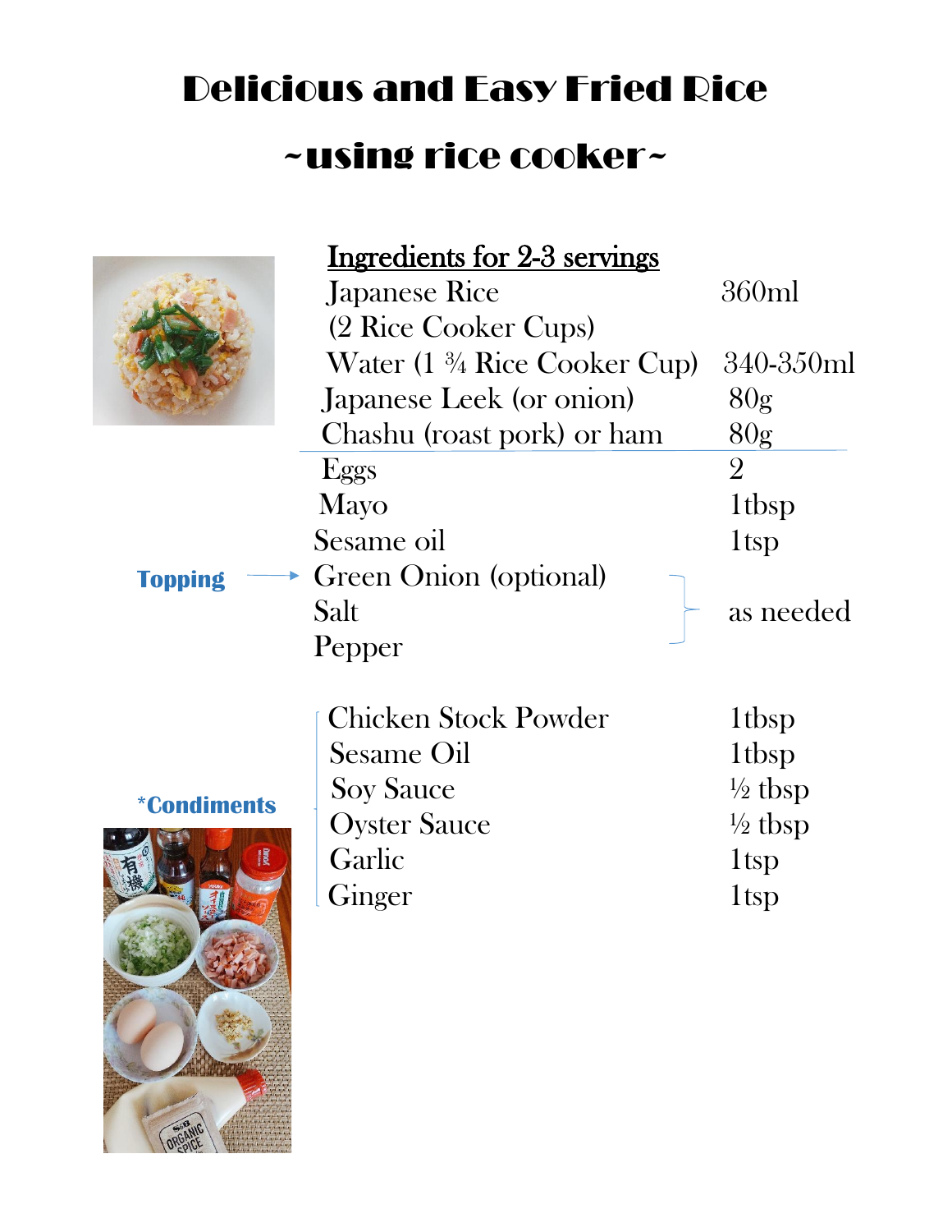# Delicious and Easy Fried Rice

## ~using rice cooker~

**Ingredients for 2-3 servings**

| Ingredient | Amount |
| --- | --- |
| Japanese Rice (2 Rice Cooker Cups) | 360ml |
| Water (1 ¾ Rice Cooker Cup) | 340-350ml |
| Japanese Leek (or onion) | 80g |
| Chashu (roast pork) or ham | 80g |
| Eggs | 2 |
| Mayo | 1tbsp |
| Sesame oil | 1tsp |
| Green Onion (optional) | as needed |
| Salt | as needed |
| Pepper | as needed |

**Topping** → Green Onion (optional)

***Condiments**

| Condiment | Amount |
| --- | --- |
| Chicken Stock Powder | 1tbsp |
| Sesame Oil | 1tbsp |
| Soy Sauce | ½ tbsp |
| Oyster Sauce | ½ tbsp |
| Garlic | 1tsp |
| Ginger | 1tsp |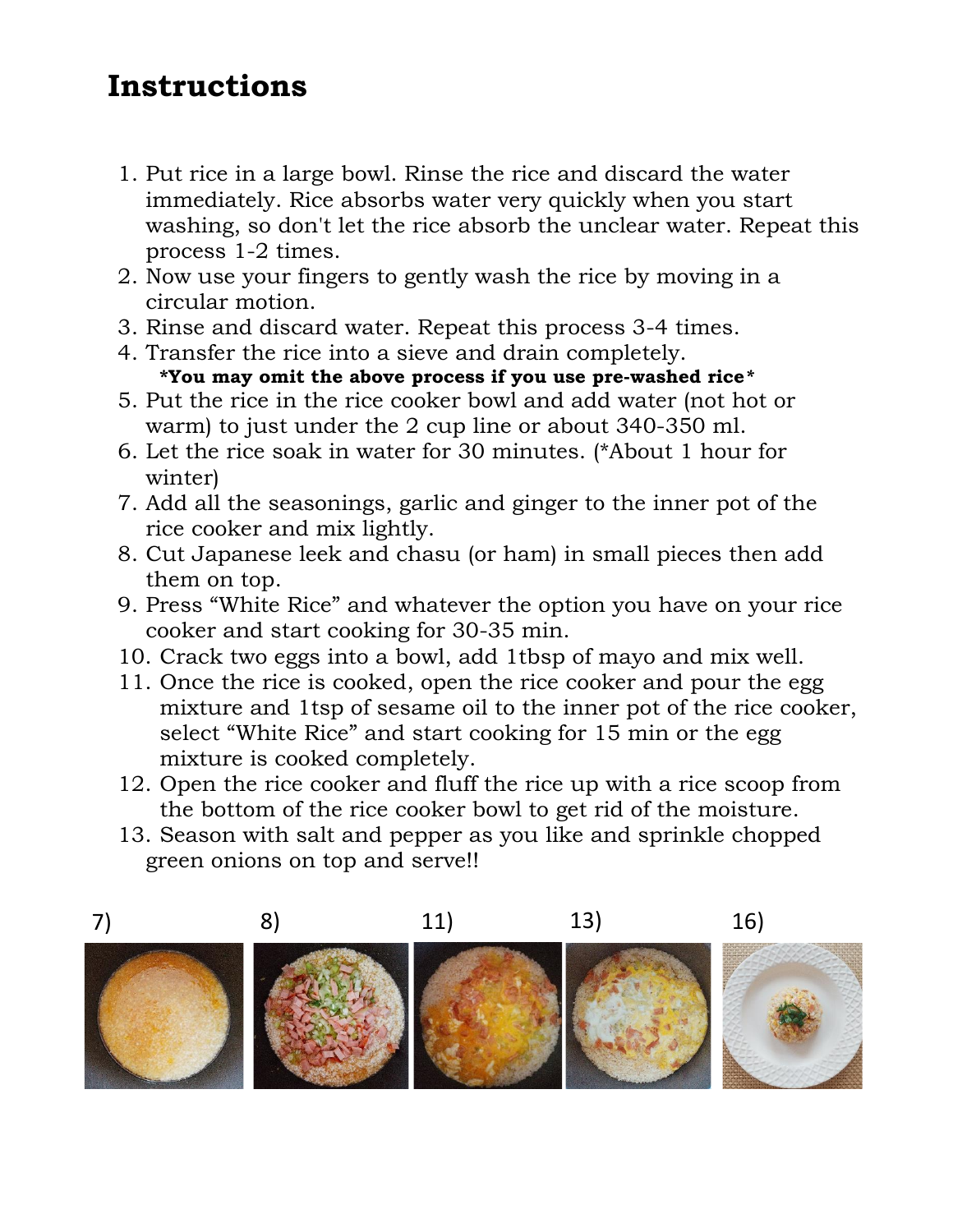# Instructions

1. Put rice in a large bowl. Rinse the rice and discard the water immediately. Rice absorbs water very quickly when you start washing, so don't let the rice absorb the unclear water. Repeat this process 1-2 times.
2. Now use your fingers to gently wash the rice by moving in a circular motion.
3. Rinse and discard water. Repeat this process 3-4 times.
4. Transfer the rice into a sieve and drain completely.
   **\*You may omit the above process if you use pre-washed rice\***
5. Put the rice in the rice cooker bowl and add water (not hot or warm) to just under the 2 cup line or about 340-350 ml.
6. Let the rice soak in water for 30 minutes. (\*About 1 hour for winter)
7. Add all the seasonings, garlic and ginger to the inner pot of the rice cooker and mix lightly.
8. Cut Japanese leek and chasu (or ham) in small pieces then add them on top.
9. Press "White Rice" and whatever the option you have on your rice cooker and start cooking for 30-35 min.
10. Crack two eggs into a bowl, add 1tbsp of mayo and mix well.
11. Once the rice is cooked, open the rice cooker and pour the egg mixture and 1tsp of sesame oil to the inner pot of the rice cooker, select "White Rice" and start cooking for 15 min or the egg mixture is cooked completely.
12. Open the rice cooker and fluff the rice up with a rice scoop from the bottom of the rice cooker bowl to get rid of the moisture.
13. Season with salt and pepper as you like and sprinkle chopped green onions on top and serve!!

7)

8)

11)

13)

16)